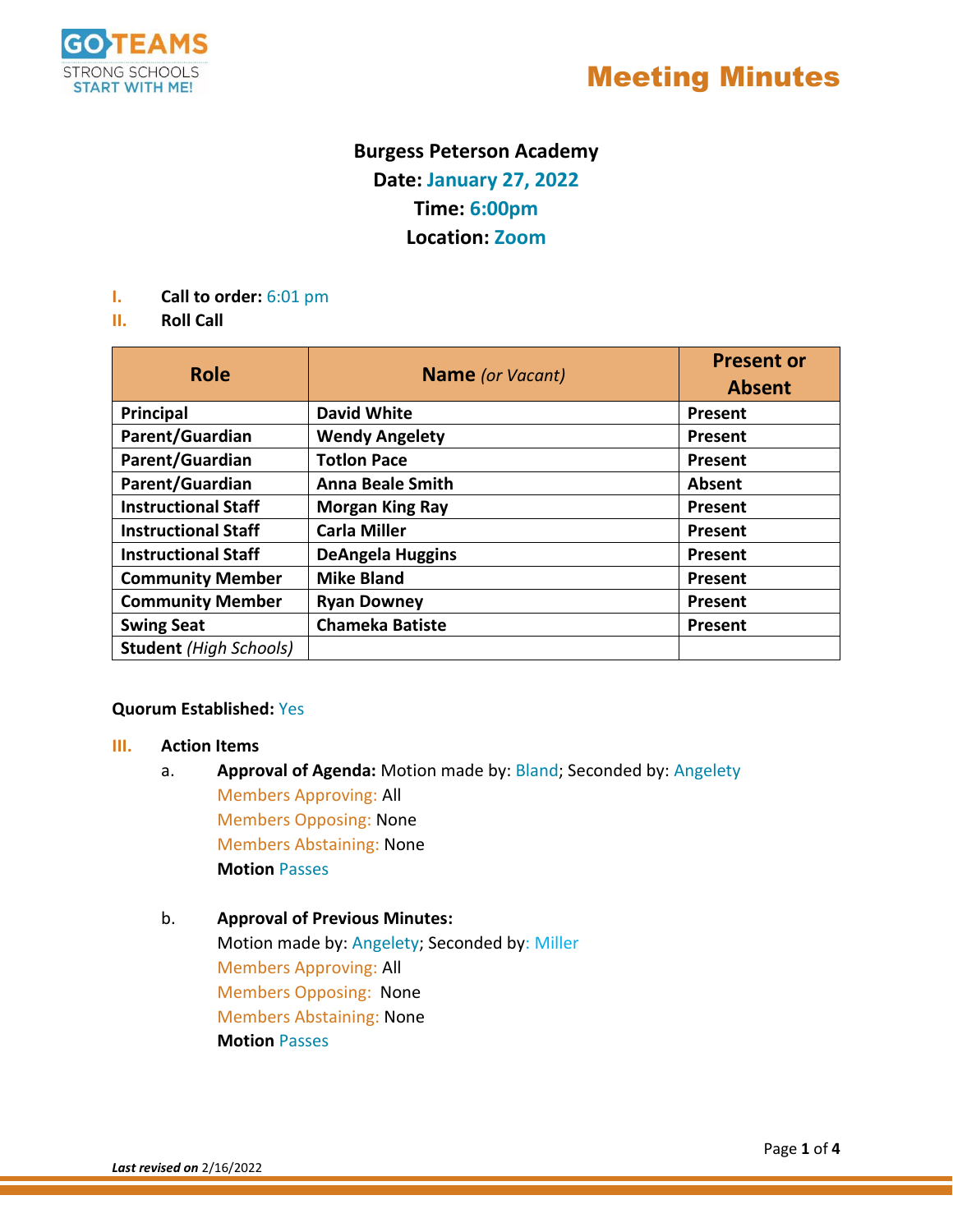GO TEAMS
STRONG SCHOOLS START WITH ME!

# Meeting Minutes

**Burgess Peterson Academy**
**Date:** January 27, 2022
**Time:** 6:00pm
**Location:** Zoom

I. **Call to order:** 6:01 pm

II. **Roll Call**

| Role | Name *(or Vacant)* | Present or Absent |
|---|---|---|
| **Principal** | **David White** | **Present** |
| **Parent/Guardian** | **Wendy Angelety** | **Present** |
| **Parent/Guardian** | **Totlon Pace** | **Present** |
| **Parent/Guardian** | **Anna Beale Smith** | **Absent** |
| **Instructional Staff** | **Morgan King Ray** | **Present** |
| **Instructional Staff** | **Carla Miller** | **Present** |
| **Instructional Staff** | **DeAngela Huggins** | **Present** |
| **Community Member** | **Mike Bland** | **Present** |
| **Community Member** | **Ryan Downey** | **Present** |
| **Swing Seat** | **Chameka Batiste** | **Present** |
| **Student** *(High Schools)* | | |

**Quorum Established:** Yes

III. **Action Items**

a. **Approval of Agenda:** Motion made by: Bland; Seconded by: Angelety
Members Approving: All
Members Opposing: None
Members Abstaining: None
**Motion** Passes

b. **Approval of Previous Minutes:**
Motion made by: Angelety; Seconded by: Miller
Members Approving: All
Members Opposing: None
Members Abstaining: None
**Motion** Passes

***Last revised on*** 2/16/2022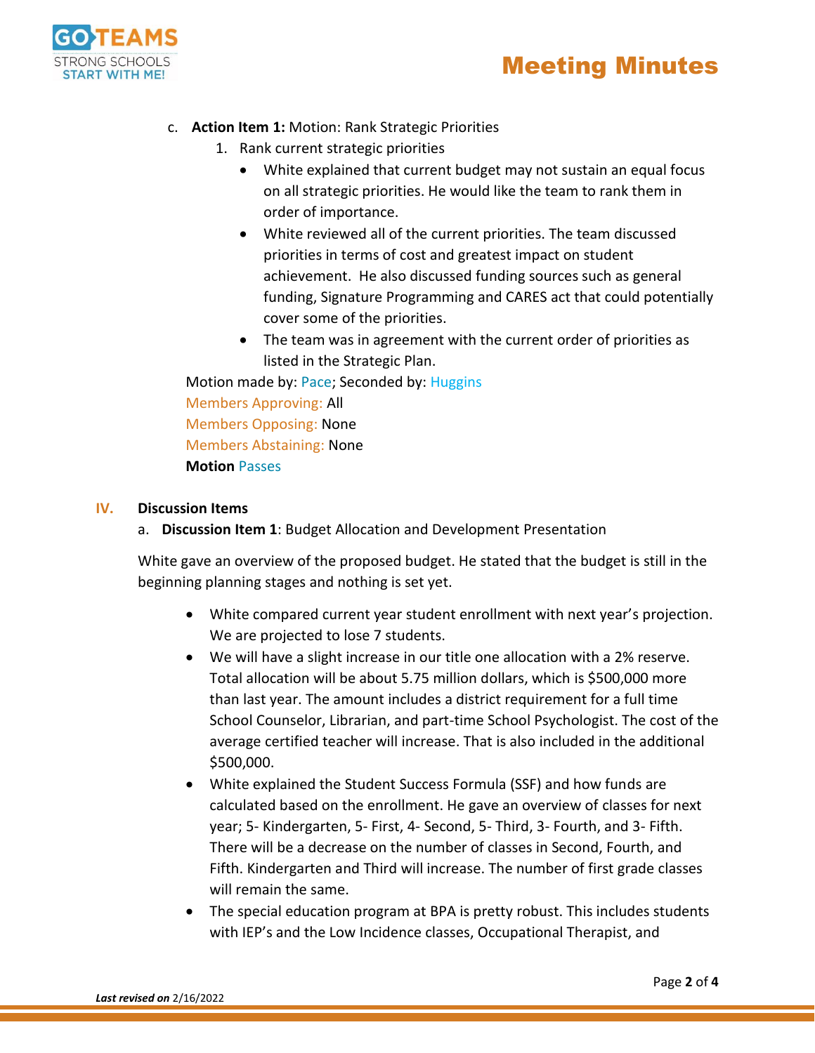c. **Action Item 1:** Motion: Rank Strategic Priorities

1. Rank current strategic priorities
   - White explained that current budget may not sustain an equal focus on all strategic priorities. He would like the team to rank them in order of importance.
   - White reviewed all of the current priorities. The team discussed priorities in terms of cost and greatest impact on student achievement. He also discussed funding sources such as general funding, Signature Programming and CARES act that could potentially cover some of the priorities.
   - The team was in agreement with the current order of priorities as listed in the Strategic Plan.

Motion made by: Pace; Seconded by: Huggins
Members Approving: All
Members Opposing: None
Members Abstaining: None
**Motion** Passes

## IV. Discussion Items

a. **Discussion Item 1**: Budget Allocation and Development Presentation

White gave an overview of the proposed budget. He stated that the budget is still in the beginning planning stages and nothing is set yet.

- White compared current year student enrollment with next year's projection. We are projected to lose 7 students.
- We will have a slight increase in our title one allocation with a 2% reserve. Total allocation will be about 5.75 million dollars, which is $500,000 more than last year. The amount includes a district requirement for a full time School Counselor, Librarian, and part-time School Psychologist. The cost of the average certified teacher will increase. That is also included in the additional $500,000.
- White explained the Student Success Formula (SSF) and how funds are calculated based on the enrollment. He gave an overview of classes for next year; 5- Kindergarten, 5- First, 4- Second, 5- Third, 3- Fourth, and 3- Fifth. There will be a decrease on the number of classes in Second, Fourth, and Fifth. Kindergarten and Third will increase. The number of first grade classes will remain the same.
- The special education program at BPA is pretty robust. This includes students with IEP's and the Low Incidence classes, Occupational Therapist, and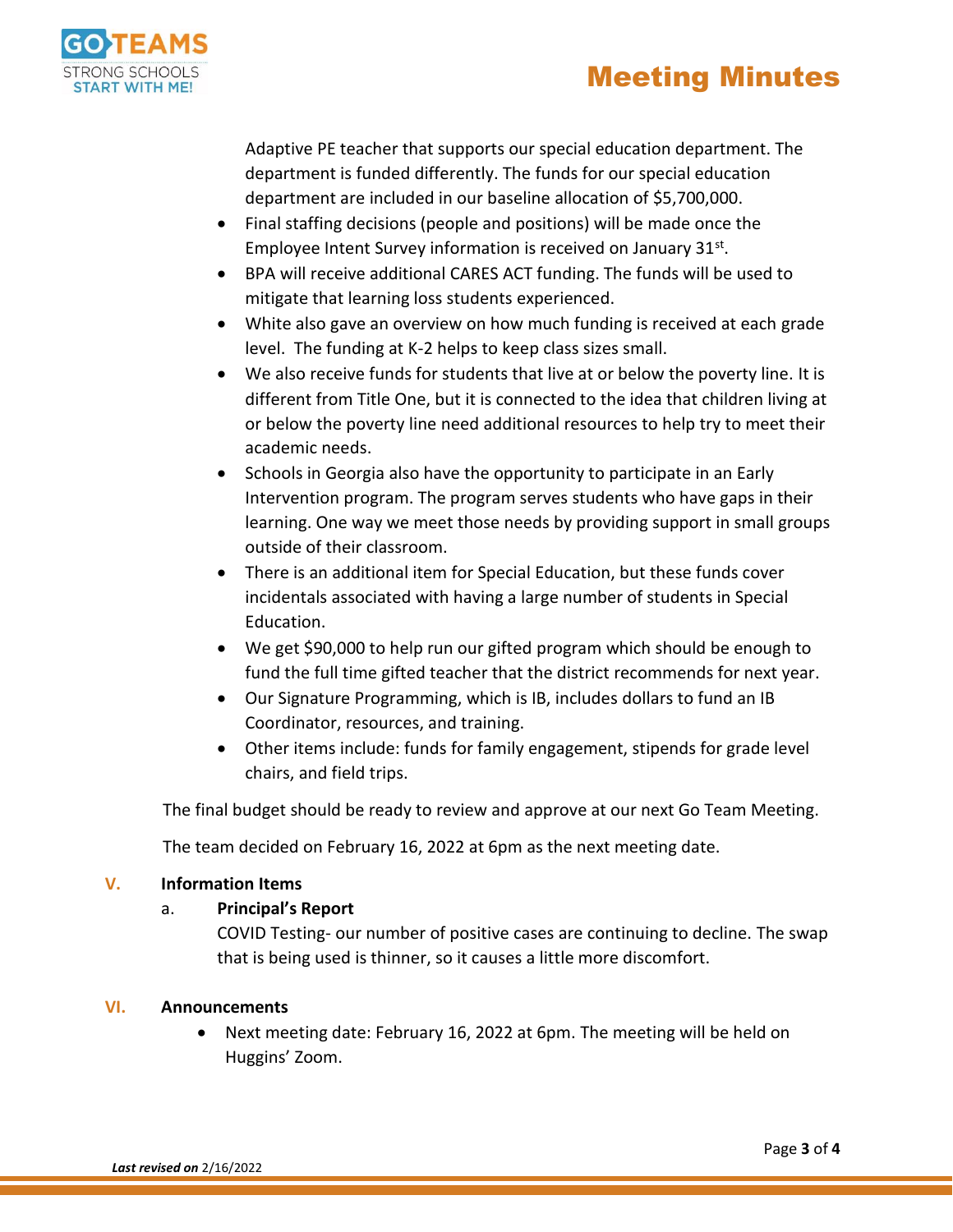Adaptive PE teacher that supports our special education department. The department is funded differently. The funds for our special education department are included in our baseline allocation of $5,700,000.

- Final staffing decisions (people and positions) will be made once the Employee Intent Survey information is received on January 31st.
- BPA will receive additional CARES ACT funding. The funds will be used to mitigate that learning loss students experienced.
- White also gave an overview on how much funding is received at each grade level. The funding at K-2 helps to keep class sizes small.
- We also receive funds for students that live at or below the poverty line. It is different from Title One, but it is connected to the idea that children living at or below the poverty line need additional resources to help try to meet their academic needs.
- Schools in Georgia also have the opportunity to participate in an Early Intervention program. The program serves students who have gaps in their learning. One way we meet those needs by providing support in small groups outside of their classroom.
- There is an additional item for Special Education, but these funds cover incidentals associated with having a large number of students in Special Education.
- We get $90,000 to help run our gifted program which should be enough to fund the full time gifted teacher that the district recommends for next year.
- Our Signature Programming, which is IB, includes dollars to fund an IB Coordinator, resources, and training.
- Other items include: funds for family engagement, stipends for grade level chairs, and field trips.

The final budget should be ready to review and approve at our next Go Team Meeting.

The team decided on February 16, 2022 at 6pm as the next meeting date.

## V. Information Items

a. **Principal's Report**

COVID Testing- our number of positive cases are continuing to decline. The swap that is being used is thinner, so it causes a little more discomfort.

## VI. Announcements

- Next meeting date: February 16, 2022 at 6pm. The meeting will be held on Huggins' Zoom.

***Last revised on*** 2/16/2022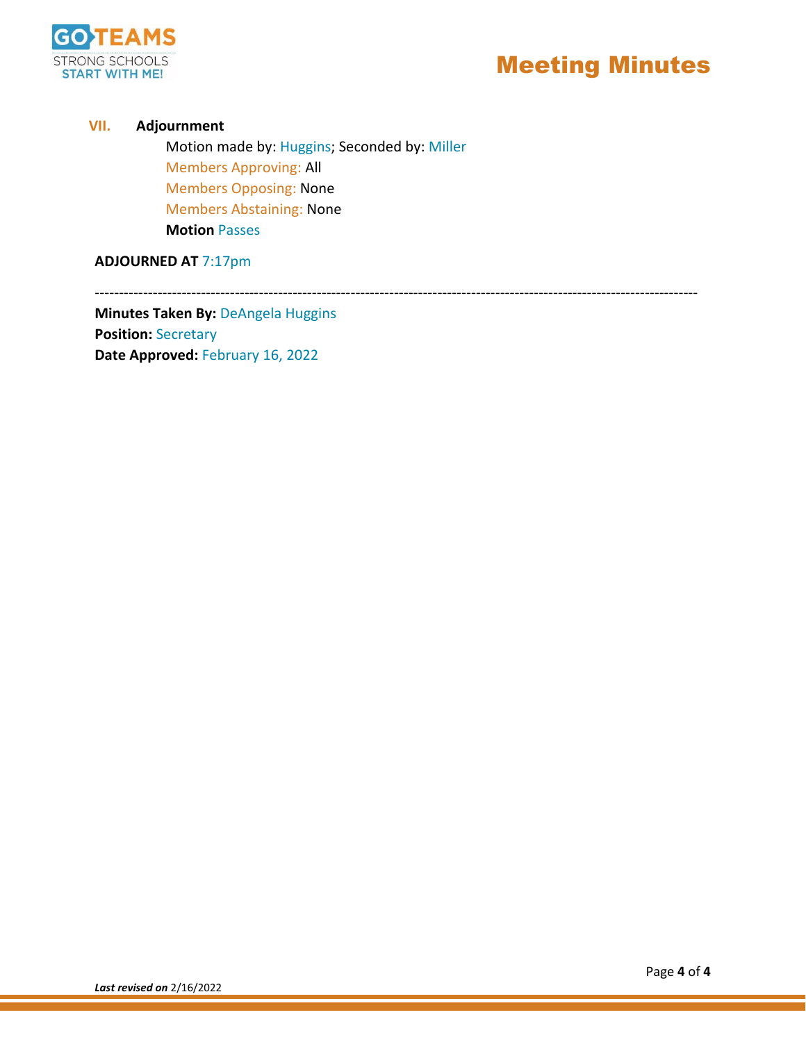## VII. Adjournment

Motion made by: Huggins; Seconded by: Miller
Members Approving: All
Members Opposing: None
Members Abstaining: None
**Motion** Passes

**ADJOURNED AT** 7:17pm

---

**Minutes Taken By:** DeAngela Huggins
**Position:** Secretary
**Date Approved:** February 16, 2022

***Last revised on*** 2/16/2022